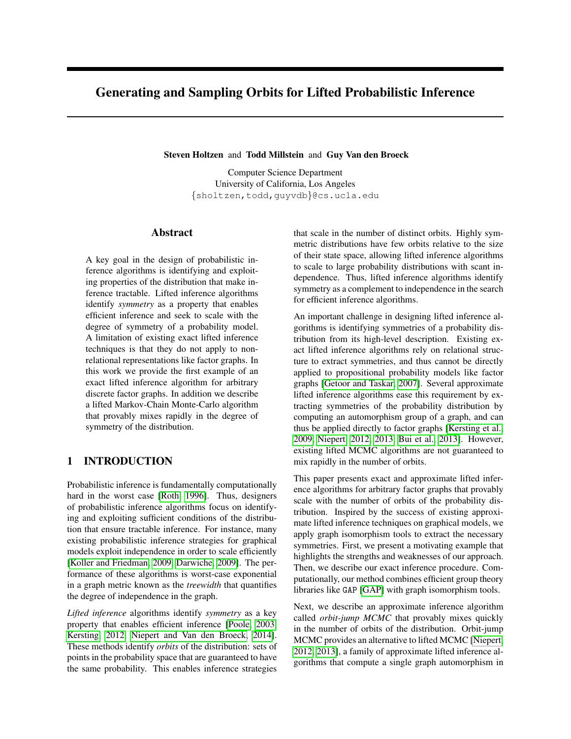# Generating and Sampling Orbits for Lifted Probabilistic Inference

**Steven Holtzen** and **Todd Millstein** and **Guy Van den Broeck**

Computer Science Department
University of California, Los Angeles
{sholtzen,todd,guyvdb}@cs.ucla.edu

## Abstract

A key goal in the design of probabilistic inference algorithms is identifying and exploiting properties of the distribution that make inference tractable. Lifted inference algorithms identify *symmetry* as a property that enables efficient inference and seek to scale with the degree of symmetry of a probability model. A limitation of existing exact lifted inference techniques is that they do not apply to non-relational representations like factor graphs. In this work we provide the first example of an exact lifted inference algorithm for arbitrary discrete factor graphs. In addition we describe a lifted Markov-Chain Monte-Carlo algorithm that provably mixes rapidly in the degree of symmetry of the distribution.

## 1 INTRODUCTION

Probabilistic inference is fundamentally computationally hard in the worst case [Roth, 1996]. Thus, designers of probabilistic inference algorithms focus on identifying and exploiting sufficient conditions of the distribution that ensure tractable inference. For instance, many existing probabilistic inference strategies for graphical models exploit independence in order to scale efficiently [Koller and Friedman, 2009, Darwiche, 2009]. The performance of these algorithms is worst-case exponential in a graph metric known as the *treewidth* that quantifies the degree of independence in the graph.

*Lifted inference* algorithms identify *symmetry* as a key property that enables efficient inference [Poole, 2003, Kersting, 2012, Niepert and Van den Broeck, 2014]. These methods identify *orbits* of the distribution: sets of points in the probability space that are guaranteed to have the same probability. This enables inference strategies that scale in the number of distinct orbits. Highly symmetric distributions have few orbits relative to the size of their state space, allowing lifted inference algorithms to scale to large probability distributions with scant independence. Thus, lifted inference algorithms identify symmetry as a complement to independence in the search for efficient inference algorithms.

An important challenge in designing lifted inference algorithms is identifying symmetries of a probability distribution from its high-level description. Existing exact lifted inference algorithms rely on relational structure to extract symmetries, and thus cannot be directly applied to propositional probability models like factor graphs [Getoor and Taskar, 2007]. Several approximate lifted inference algorithms ease this requirement by extracting symmetries of the probability distribution by computing an automorphism group of a graph, and can thus be applied directly to factor graphs [Kersting et al., 2009, Niepert, 2012, 2013, Bui et al., 2013]. However, existing lifted MCMC algorithms are not guaranteed to mix rapidly in the number of orbits.

This paper presents exact and approximate lifted inference algorithms for arbitrary factor graphs that provably scale with the number of orbits of the probability distribution. Inspired by the success of existing approximate lifted inference techniques on graphical models, we apply graph isomorphism tools to extract the necessary symmetries. First, we present a motivating example that highlights the strengths and weaknesses of our approach. Then, we describe our exact inference procedure. Computationally, our method combines efficient group theory libraries like `GAP` [GAP] with graph isomorphism tools.

Next, we describe an approximate inference algorithm called *orbit-jump MCMC* that provably mixes quickly in the number of orbits of the distribution. Orbit-jump MCMC provides an alternative to lifted MCMC [Niepert, 2012, 2013], a family of approximate lifted inference algorithms that compute a single graph automorphism in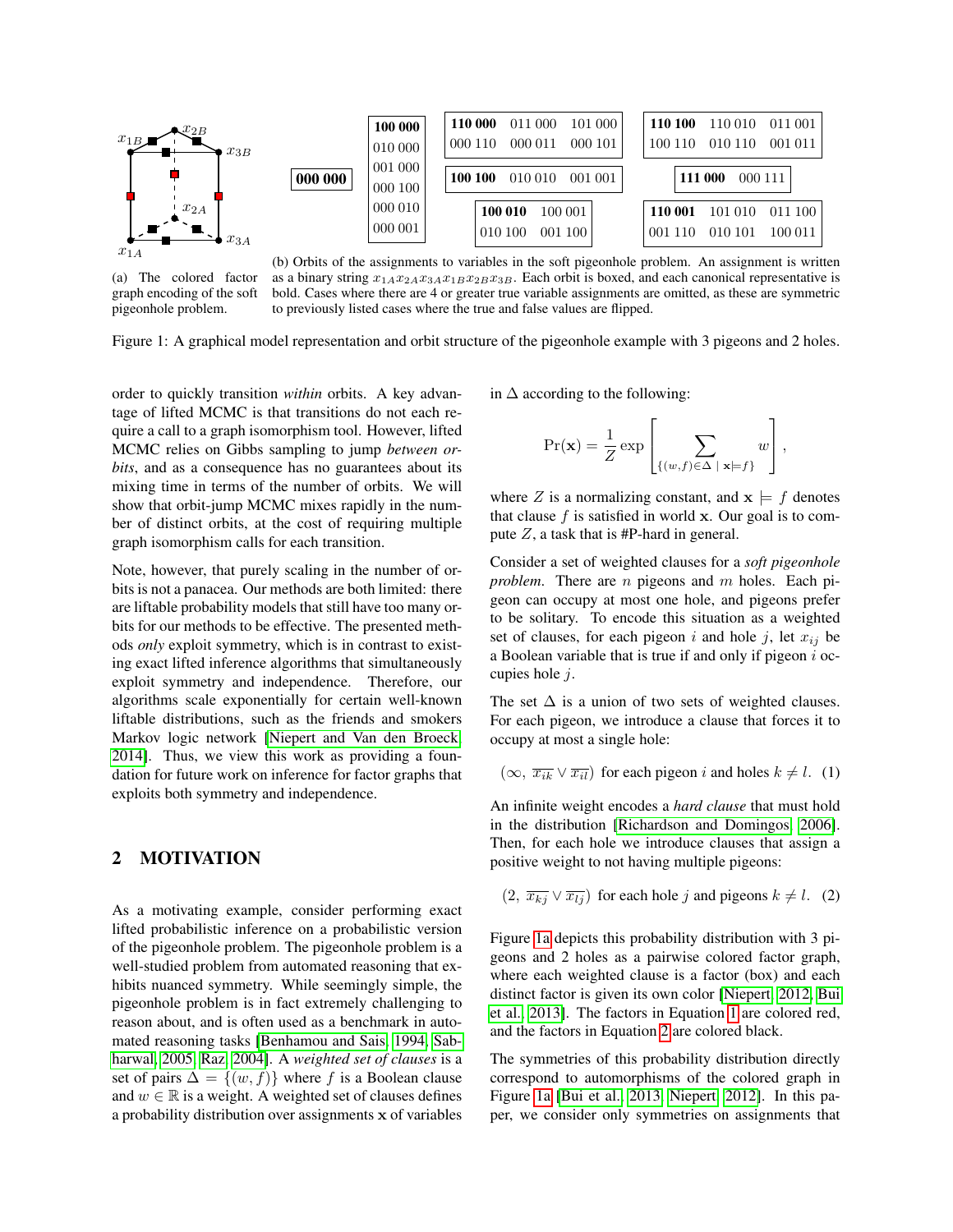| 000 000 |
|---|

| **100 000** |
|---|
| 010 000 |
| 001 000 |
| 000 100 |
| 000 010 |
| 000 001 |

| **110 000** | 011 000 | 101 000 |
|---|---|---|
| 000 110 | 000 011 | 000 101 |

| **100 100** | 010 010 | 001 001 |
|---|---|---|

| **100 010** | 100 001 |
|---|---|
| 010 100 | 001 100 |

| **110 100** | 110 010 | 011 001 |
|---|---|---|
| 100 110 | 010 110 | 001 011 |

| **111 000** | 000 111 |
|---|---|

| **110 001** | 101 010 | 011 100 |
|---|---|---|
| 001 110 | 010 101 | 100 011 |

(a) The colored factor graph encoding of the soft pigeonhole problem.

(b) Orbits of the assignments to variables in the soft pigeonhole problem. An assignment is written as a binary string $x_{1A}x_{2A}x_{3A}x_{1B}x_{2B}x_{3B}$. Each orbit is boxed, and each canonical representative is bold. Cases where there are 4 or greater true variable assignments are omitted, as these are symmetric to previously listed cases where the true and false values are flipped.

Figure 1: A graphical model representation and orbit structure of the pigeonhole example with 3 pigeons and 2 holes.

order to quickly transition *within* orbits. A key advantage of lifted MCMC is that transitions do not each require a call to a graph isomorphism tool. However, lifted MCMC relies on Gibbs sampling to jump *between orbits*, and as a consequence has no guarantees about its mixing time in terms of the number of orbits. We will show that orbit-jump MCMC mixes rapidly in the number of distinct orbits, at the cost of requiring multiple graph isomorphism calls for each transition.

Note, however, that purely scaling in the number of orbits is not a panacea. Our methods are both limited: there are liftable probability models that still have too many orbits for our methods to be effective. The presented methods *only* exploit symmetry, which is in contrast to existing exact lifted inference algorithms that simultaneously exploit symmetry and independence. Therefore, our algorithms scale exponentially for certain well-known liftable distributions, such as the friends and smokers Markov logic network [Niepert and Van den Broeck, 2014]. Thus, we view this work as providing a foundation for future work on inference for factor graphs that exploits both symmetry and independence.

## 2 MOTIVATION

As a motivating example, consider performing exact lifted probabilistic inference on a probabilistic version of the pigeonhole problem. The pigeonhole problem is a well-studied problem from automated reasoning that exhibits nuanced symmetry. While seemingly simple, the pigeonhole problem is in fact extremely challenging to reason about, and is often used as a benchmark in automated reasoning tasks [Benhamou and Sais, 1994, Sabharwal, 2005, Raz, 2004]. A *weighted set of clauses* is a set of pairs $\Delta = \{(w, f)\}$ where $f$ is a Boolean clause and $w \in \mathbb{R}$ is a weight. A weighted set of clauses defines a probability distribution over assignments $\mathbf{x}$ of variables in $\Delta$ according to the following:

$$\Pr(\mathbf{x}) = \frac{1}{Z} \exp\left[\sum_{\{(w,f)\in\Delta \mid \mathbf{x}\models f\}} w\right],$$

where $Z$ is a normalizing constant, and $\mathbf{x} \models f$ denotes that clause $f$ is satisfied in world $\mathbf{x}$. Our goal is to compute $Z$, a task that is #P-hard in general.

Consider a set of weighted clauses for a *soft pigeonhole problem*. There are $n$ pigeons and $m$ holes. Each pigeon can occupy at most one hole, and pigeons prefer to be solitary. To encode this situation as a weighted set of clauses, for each pigeon $i$ and hole $j$, let $x_{ij}$ be a Boolean variable that is true if and only if pigeon $i$ occupies hole $j$.

The set $\Delta$ is a union of two sets of weighted clauses. For each pigeon, we introduce a clause that forces it to occupy at most a single hole:

$$(\infty,\ \overline{x_{ik}} \vee \overline{x_{il}}) \text{ for each pigeon } i \text{ and holes } k \neq l. \quad (1)$$

An infinite weight encodes a *hard clause* that must hold in the distribution [Richardson and Domingos, 2006]. Then, for each hole we introduce clauses that assign a positive weight to not having multiple pigeons:

$$(2,\ \overline{x_{kj}} \vee \overline{x_{lj}}) \text{ for each hole } j \text{ and pigeons } k \neq l. \quad (2)$$

Figure 1a depicts this probability distribution with 3 pigeons and 2 holes as a pairwise colored factor graph, where each weighted clause is a factor (box) and each distinct factor is given its own color [Niepert, 2012, Bui et al., 2013]. The factors in Equation 1 are colored red, and the factors in Equation 2 are colored black.

The symmetries of this probability distribution directly correspond to automorphisms of the colored graph in Figure 1a [Bui et al., 2013, Niepert, 2012]. In this paper, we consider only symmetries on assignments that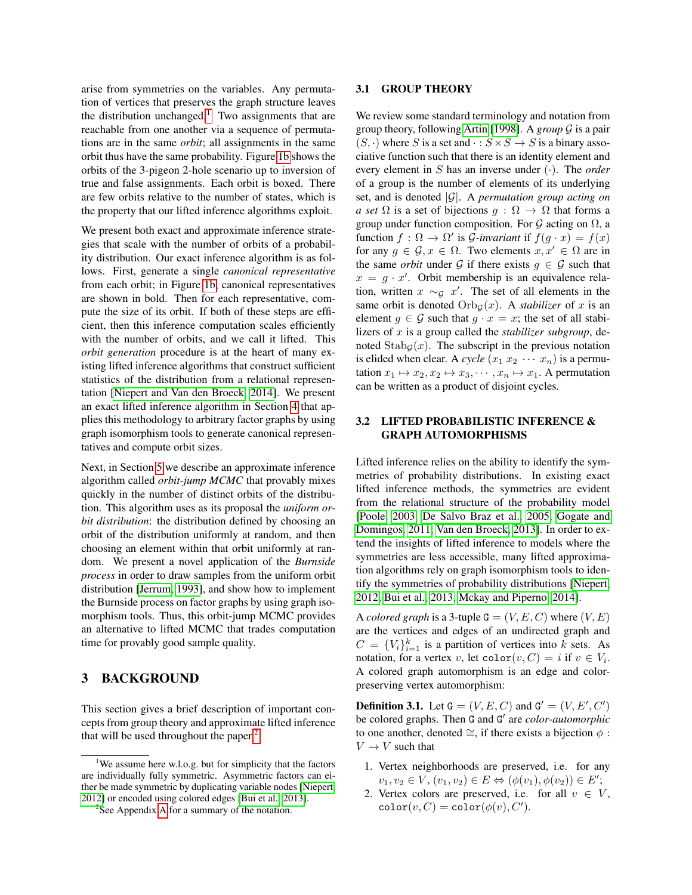arise from symmetries on the variables. Any permutation of vertices that preserves the graph structure leaves the distribution unchanged.[1] Two assignments that are reachable from one another via a sequence of permutations are in the same *orbit*; all assignments in the same orbit thus have the same probability. Figure 1b shows the orbits of the 3-pigeon 2-hole scenario up to inversion of true and false assignments. Each orbit is boxed. There are few orbits relative to the number of states, which is the property that our lifted inference algorithms exploit.

We present both exact and approximate inference strategies that scale with the number of orbits of a probability distribution. Our exact inference algorithm is as follows. First, generate a single *canonical representative* from each orbit; in Figure 1b, canonical representatives are shown in bold. Then for each representative, compute the size of its orbit. If both of these steps are efficient, then this inference computation scales efficiently with the number of orbits, and we call it lifted. This *orbit generation* procedure is at the heart of many existing lifted inference algorithms that construct sufficient statistics of the distribution from a relational representation [Niepert and Van den Broeck, 2014]. We present an exact lifted inference algorithm in Section 4 that applies this methodology to arbitrary factor graphs by using graph isomorphism tools to generate canonical representatives and compute orbit sizes.

Next, in Section 5 we describe an approximate inference algorithm called *orbit-jump MCMC* that provably mixes quickly in the number of distinct orbits of the distribution. This algorithm uses as its proposal the *uniform orbit distribution*: the distribution defined by choosing an orbit of the distribution uniformly at random, and then choosing an element within that orbit uniformly at random. We present a novel application of the ***Burnside process*** in order to draw samples from the uniform orbit distribution [Jerrum, 1993], and show how to implement the Burnside process on factor graphs by using graph isomorphism tools. Thus, this orbit-jump MCMC provides an alternative to lifted MCMC that trades computation time for provably good sample quality.

## 3 BACKGROUND

This section gives a brief description of important concepts from group theory and approximate lifted inference that will be used throughout the paper.[2]

### 3.1 GROUP THEORY

We review some standard terminology and notation from group theory, following Artin [1998]. A *group* $\mathcal{G}$ is a pair $(S, \cdot)$ where $S$ is a set and $\cdot : S \times S \to S$ is a binary associative function such that there is an identity element and every element in $S$ has an inverse under $(\cdot)$. The *order* of a group is the number of elements of its underlying set, and is denoted $|\mathcal{G}|$. A *permutation group acting on a set* $\Omega$ is a set of bijections $g : \Omega \to \Omega$ that forms a group under function composition. For $\mathcal{G}$ acting on $\Omega$, a function $f : \Omega \to \Omega'$ is $\mathcal{G}$*-invariant* if $f(g \cdot x) = f(x)$ for any $g \in \mathcal{G}, x \in \Omega$. Two elements $x, x' \in \Omega$ are in the same *orbit* under $\mathcal{G}$ if there exists $g \in \mathcal{G}$ such that $x = g \cdot x'$. Orbit membership is an equivalence relation, written $x \sim_{\mathcal{G}} x'$. The set of all elements in the same orbit is denoted $\mathrm{Orb}_{\mathcal{G}}(x)$. A *stabilizer* of $x$ is an element $g \in \mathcal{G}$ such that $g \cdot x = x$; the set of all stabilizers of $x$ is a group called the *stabilizer subgroup*, denoted $\mathrm{Stab}_{\mathcal{G}}(x)$. The subscript in the previous notation is elided when clear. A *cycle* $(x_1 \ x_2 \ \cdots \ x_n)$ is a permutation $x_1 \mapsto x_2, x_2 \mapsto x_3, \cdots, x_n \mapsto x_1$. A permutation can be written as a product of disjoint cycles.

### 3.2 LIFTED PROBABILISTIC INFERENCE & GRAPH AUTOMORPHISMS

Lifted inference relies on the ability to identify the symmetries of probability distributions. In existing exact lifted inference methods, the symmetries are evident from the relational structure of the probability model [Poole, 2003, De Salvo Braz et al., 2005, Gogate and Domingos, 2011, Van den Broeck, 2013]. In order to extend the insights of lifted inference to models where the symmetries are less accessible, many lifted approximation algorithms rely on graph isomorphism tools to identify the symmetries of probability distributions [Niepert, 2012, Bui et al., 2013, Mckay and Piperno, 2014].

A *colored graph* is a 3-tuple $\mathtt{G} = (V, E, C)$ where $(V, E)$ are the vertices and edges of an undirected graph and $C = \{V_i\}_{i=1}^{k}$ is a partition of vertices into $k$ sets. As notation, for a vertex $v$, let $\mathtt{color}(v, C) = i$ if $v \in V_i$. A colored graph automorphism is an edge and color-preserving vertex automorphism:

**Definition 3.1.** Let $\mathtt{G} = (V, E, C)$ and $\mathtt{G}' = (V, E', C')$ be colored graphs. Then $\mathtt{G}$ and $\mathtt{G}'$ are *color-automorphic* to one another, denoted $\cong$, if there exists a bijection $\phi : V \to V$ such that

1. Vertex neighborhoods are preserved, i.e. for any $v_1, v_2 \in V$, $(v_1, v_2) \in E \Leftrightarrow (\phi(v_1), \phi(v_2)) \in E'$;
2. Vertex colors are preserved, i.e. for all $v \in V$, $\mathtt{color}(v, C) = \mathtt{color}(\phi(v), C')$.

[1] We assume here w.l.o.g. but for simplicity that the factors are individually fully symmetric. Asymmetric factors can either be made symmetric by duplicating variable nodes [Niepert, 2012] or encoded using colored edges [Bui et al., 2013].

[2] See Appendix A for a summary of the notation.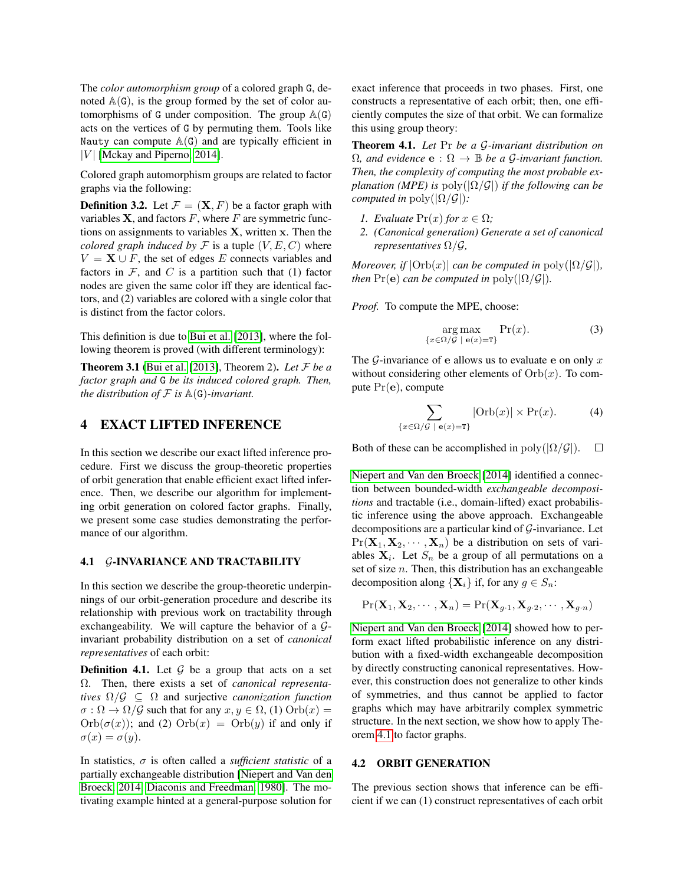The *color automorphism group* of a colored graph G, denoted $\mathbb{A}(\mathtt{G})$, is the group formed by the set of color automorphisms of G under composition. The group $\mathbb{A}(\mathtt{G})$ acts on the vertices of G by permuting them. Tools like `Nauty` can compute $\mathbb{A}(\mathtt{G})$ and are typically efficient in $|V|$ [Mckay and Piperno, 2014].

Colored graph automorphism groups are related to factor graphs via the following:

**Definition 3.2.** Let $\mathcal{F} = (\mathbf{X}, F)$ be a factor graph with variables $\mathbf{X}$, and factors $F$, where $F$ are symmetric functions on assignments to variables $\mathbf{X}$, written $\mathbf{x}$. Then the *colored graph induced by* $\mathcal{F}$ is a tuple $(V, E, C)$ where $V = \mathbf{X} \cup F$, the set of edges $E$ connects variables and factors in $\mathcal{F}$, and $C$ is a partition such that (1) factor nodes are given the same color iff they are identical factors, and (2) variables are colored with a single color that is distinct from the factor colors.

This definition is due to Bui et al. [2013], where the following theorem is proved (with different terminology):

**Theorem 3.1** (Bui et al. [2013], Theorem 2)**.** *Let $\mathcal{F}$ be a factor graph and G be its induced colored graph. Then, the distribution of $\mathcal{F}$ is $\mathbb{A}(\mathtt{G})$-invariant.*

# 4 EXACT LIFTED INFERENCE

In this section we describe our exact lifted inference procedure. First we discuss the group-theoretic properties of orbit generation that enable efficient exact lifted inference. Then, we describe our algorithm for implementing orbit generation on colored factor graphs. Finally, we present some case studies demonstrating the performance of our algorithm.

## 4.1 $\mathcal{G}$-INVARIANCE AND TRACTABILITY

In this section we describe the group-theoretic underpinnings of our orbit-generation procedure and describe its relationship with previous work on tractability through exchangeability. We will capture the behavior of a $\mathcal{G}$-invariant probability distribution on a set of *canonical representatives* of each orbit:

**Definition 4.1.** Let $\mathcal{G}$ be a group that acts on a set $\Omega$. Then, there exists a set of *canonical representatives* $\Omega/\mathcal{G} \subseteq \Omega$ and surjective *canonization function* $\sigma : \Omega \to \Omega/\mathcal{G}$ such that for any $x, y \in \Omega$, (1) $\mathrm{Orb}(x) = \mathrm{Orb}(\sigma(x))$; and (2) $\mathrm{Orb}(x) = \mathrm{Orb}(y)$ if and only if $\sigma(x) = \sigma(y)$.

In statistics, $\sigma$ is often called a *sufficient statistic* of a partially exchangeable distribution [Niepert and Van den Broeck, 2014, Diaconis and Freedman, 1980]. The motivating example hinted at a general-purpose solution for exact inference that proceeds in two phases. First, one constructs a representative of each orbit; then, one efficiently computes the size of that orbit. We can formalize this using group theory:

**Theorem 4.1.** *Let* $\Pr$ *be a $\mathcal{G}$-invariant distribution on $\Omega$, and evidence $\mathbf{e} : \Omega \to \mathbb{B}$ be a $\mathcal{G}$-invariant function. Then, the complexity of computing the most probable explanation (MPE) is $\mathrm{poly}(|\Omega/\mathcal{G}|)$ if the following can be computed in $\mathrm{poly}(|\Omega/\mathcal{G}|)$:*

1. *Evaluate $\Pr(x)$ for $x \in \Omega$;*
2. *(Canonical generation) Generate a set of canonical representatives $\Omega/\mathcal{G}$,*

*Moreover, if $|\mathrm{Orb}(x)|$ can be computed in $\mathrm{poly}(|\Omega/\mathcal{G}|)$, then $\Pr(\mathbf{e})$ can be computed in $\mathrm{poly}(|\Omega/\mathcal{G}|)$.*

*Proof.* To compute the MPE, choose:

$$\operatorname*{arg\,max}_{\{x \in \Omega/\mathcal{G} \;|\; \mathbf{e}(x) = \mathtt{T}\}} \Pr(x). \tag{3}$$

The $\mathcal{G}$-invariance of $\mathbf{e}$ allows us to evaluate $\mathbf{e}$ on only $x$ without considering other elements of $\mathrm{Orb}(x)$. To compute $\Pr(\mathbf{e})$, compute

$$\sum_{\{x \in \Omega/\mathcal{G} \;|\; \mathbf{e}(x) = \mathtt{T}\}} |\mathrm{Orb}(x)| \times \Pr(x). \tag{4}$$

Both of these can be accomplished in $\mathrm{poly}(|\Omega/\mathcal{G}|)$. □

Niepert and Van den Broeck [2014] identified a connection between bounded-width *exchangeable decompositions* and tractable (i.e., domain-lifted) exact probabilistic inference using the above approach. Exchangeable decompositions are a particular kind of $\mathcal{G}$-invariance. Let $\Pr(\mathbf{X}_1, \mathbf{X}_2, \cdots, \mathbf{X}_n)$ be a distribution on sets of variables $\mathbf{X}_i$. Let $S_n$ be a group of all permutations on a set of size $n$. Then, this distribution has an exchangeable decomposition along $\{\mathbf{X}_i\}$ if, for any $g \in S_n$:

$$\Pr(\mathbf{X}_1, \mathbf{X}_2, \cdots, \mathbf{X}_n) = \Pr(\mathbf{X}_{g\cdot 1}, \mathbf{X}_{g\cdot 2}, \cdots, \mathbf{X}_{g\cdot n})$$

Niepert and Van den Broeck [2014] showed how to perform exact lifted probabilistic inference on any distribution with a fixed-width exchangeable decomposition by directly constructing canonical representatives. However, this construction does not generalize to other kinds of symmetries, and thus cannot be applied to factor graphs which may have arbitrarily complex symmetric structure. In the next section, we show how to apply Theorem 4.1 to factor graphs.

## 4.2 ORBIT GENERATION

The previous section shows that inference can be efficient if we can (1) construct representatives of each orbit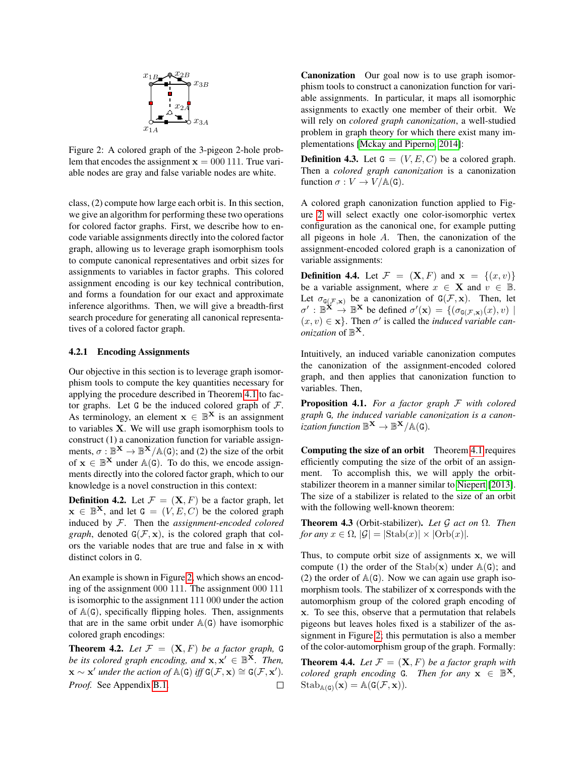Figure 2: A colored graph of the 3-pigeon 2-hole problem that encodes the assignment $\mathbf{x} = 000\ 111$. True variable nodes are gray and false variable nodes are white.

class, (2) compute how large each orbit is. In this section, we give an algorithm for performing these two operations for colored factor graphs. First, we describe how to encode variable assignments directly into the colored factor graph, allowing us to leverage graph isomorphism tools to compute canonical representatives and orbit sizes for assignments to variables in factor graphs. This colored assignment encoding is our key technical contribution, and forms a foundation for our exact and approximate inference algorithms. Then, we will give a breadth-first search procedure for generating all canonical representatives of a colored factor graph.

#### 4.2.1 Encoding Assignments

Our objective in this section is to leverage graph isomorphism tools to compute the key quantities necessary for applying the procedure described in Theorem 4.1 to factor graphs. Let $\mathtt{G}$ be the induced colored graph of $\mathcal{F}$. As terminology, an element $\mathbf{x} \in \mathbb{B}^{\mathbf{X}}$ is an assignment to variables $\mathbf{X}$. We will use graph isomorphism tools to construct (1) a canonization function for variable assignments, $\sigma : \mathbb{B}^{\mathbf{X}} \to \mathbb{B}^{\mathbf{X}} / \mathbb{A}(\mathtt{G})$; and (2) the size of the orbit of $\mathbf{x} \in \mathbb{B}^{\mathbf{X}}$ under $\mathbb{A}(\mathtt{G})$. To do this, we encode assignments directly into the colored factor graph, which to our knowledge is a novel construction in this context:

**Definition 4.2.** Let $\mathcal{F} = (\mathbf{X}, F)$ be a factor graph, let $\mathbf{x} \in \mathbb{B}^{\mathbf{X}}$, and let $\mathtt{G} = (V, E, C)$ be the colored graph induced by $\mathcal{F}$. Then the *assignment-encoded colored graph*, denoted $\mathtt{G}(\mathcal{F}, \mathbf{x})$, is the colored graph that colors the variable nodes that are true and false in $\mathbf{x}$ with distinct colors in $\mathtt{G}$.

An example is shown in Figure 2, which shows an encoding of the assignment 000 111. The assignment 000 111 is isomorphic to the assignment 111 000 under the action of $\mathbb{A}(\mathtt{G})$, specifically flipping holes. Then, assignments that are in the same orbit under $\mathbb{A}(\mathtt{G})$ have isomorphic colored graph encodings:

**Theorem 4.2.** *Let $\mathcal{F} = (\mathbf{X}, F)$ be a factor graph, $\mathtt{G}$ be its colored graph encoding, and $\mathbf{x}, \mathbf{x}' \in \mathbb{B}^{\mathbf{X}}$. Then, $\mathbf{x} \sim \mathbf{x}'$ under the action of $\mathbb{A}(\mathtt{G})$ iff $\mathtt{G}(\mathcal{F}, \mathbf{x}) \cong \mathtt{G}(\mathcal{F}, \mathbf{x}')$.*

*Proof.* See Appendix B.1. □

**Canonization** Our goal now is to use graph isomorphism tools to construct a canonization function for variable assignments. In particular, it maps all isomorphic assignments to exactly one member of their orbit. We will rely on *colored graph canonization*, a well-studied problem in graph theory for which there exist many implementations [Mckay and Piperno, 2014]:

**Definition 4.3.** Let $\mathtt{G} = (V, E, C)$ be a colored graph. Then a *colored graph canonization* is a canonization function $\sigma : V \to V/\mathbb{A}(\mathtt{G})$.

A colored graph canonization function applied to Figure 2 will select exactly one color-isomorphic vertex configuration as the canonical one, for example putting all pigeons in hole $A$. Then, the canonization of the assignment-encoded colored graph is a canonization of variable assignments:

**Definition 4.4.** Let $\mathcal{F} = (\mathbf{X}, F)$ and $\mathbf{x} = \{(x, v)\}$ be a variable assignment, where $x \in \mathbf{X}$ and $v \in \mathbb{B}$. Let $\sigma_{\mathtt{G}(\mathcal{F},\mathbf{x})}$ be a canonization of $\mathtt{G}(\mathcal{F}, \mathbf{x})$. Then, let $\sigma' : \mathbb{B}^{\mathbf{X}} \to \mathbb{B}^{\mathbf{X}}$ be defined $\sigma'(\mathbf{x}) = \{(\sigma_{\mathtt{G}(\mathcal{F},\mathbf{x})}(x), v) \mid (x, v) \in \mathbf{x}\}$. Then $\sigma'$ is called the *induced variable canonization* of $\mathbb{B}^{\mathbf{X}}$.

Intuitively, an induced variable canonization computes the canonization of the assignment-encoded colored graph, and then applies that canonization function to variables. Then,

**Proposition 4.1.** *For a factor graph $\mathcal{F}$ with colored graph $\mathtt{G}$, the induced variable canonization is a canonization function $\mathbb{B}^{\mathbf{X}} \to \mathbb{B}^{\mathbf{X}}/\mathbb{A}(\mathtt{G})$.*

**Computing the size of an orbit** Theorem 4.1 requires efficiently computing the size of the orbit of an assignment. To accomplish this, we will apply the orbit-stabilizer theorem in a manner similar to Niepert [2013]. The size of a stabilizer is related to the size of an orbit with the following well-known theorem:

**Theorem 4.3** (Orbit-stabilizer). *Let $\mathcal{G}$ act on $\Omega$. Then for any $x \in \Omega$, $|\mathcal{G}| = |\mathrm{Stab}(x)| \times |\mathrm{Orb}(x)|$.*

Thus, to compute orbit size of assignments $\mathbf{x}$, we will compute (1) the order of the $\mathrm{Stab}(\mathbf{x})$ under $\mathbb{A}(\mathtt{G})$; and (2) the order of $\mathbb{A}(\mathtt{G})$. Now we can again use graph isomorphism tools. The stabilizer of $\mathbf{x}$ corresponds with the automorphism group of the colored graph encoding of $\mathbf{x}$. To see this, observe that a permutation that relabels pigeons but leaves holes fixed is a stabilizer of the assignment in Figure 2; this permutation is also a member of the color-automorphism group of the graph. Formally:

**Theorem 4.4.** *Let $\mathcal{F} = (\mathbf{X}, F)$ be a factor graph with colored graph encoding $\mathtt{G}$. Then for any $\mathbf{x} \in \mathbb{B}^{\mathbf{X}}$, $\mathrm{Stab}_{\mathbb{A}(\mathtt{G})}(\mathbf{x}) = \mathbb{A}(\mathtt{G}(\mathcal{F}, \mathbf{x}))$.*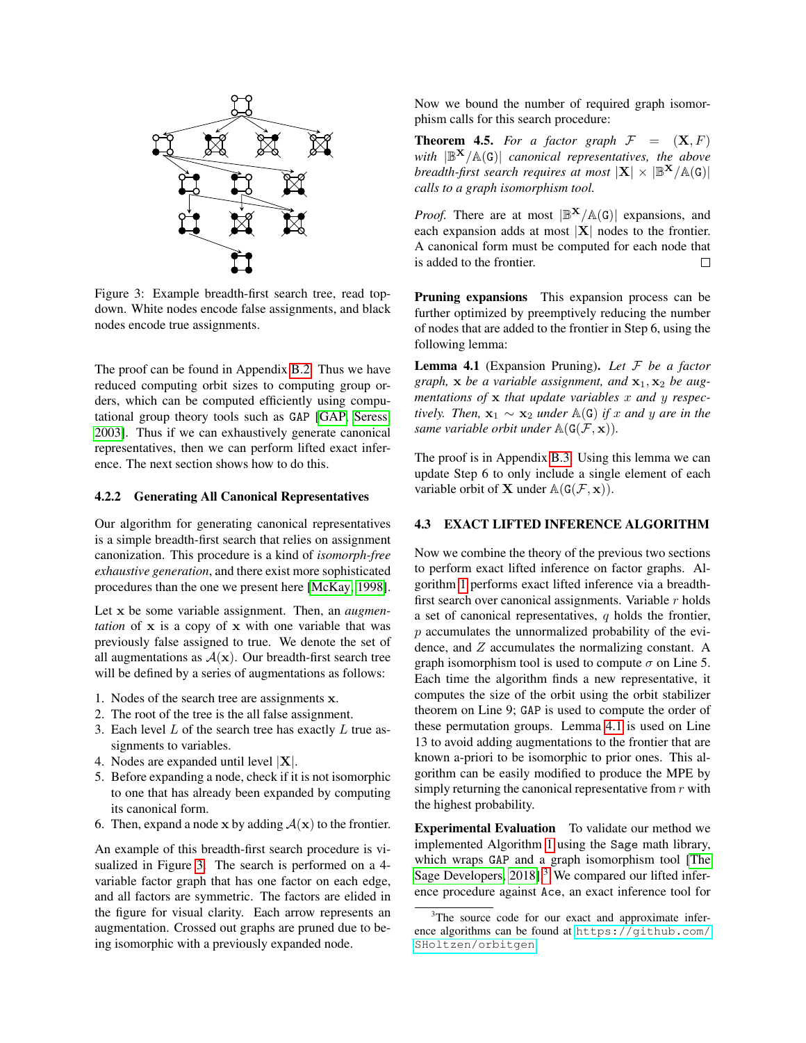Figure 3: Example breadth-first search tree, read top-down. White nodes encode false assignments, and black nodes encode true assignments.

The proof can be found in Appendix B.2. Thus we have reduced computing orbit sizes to computing group orders, which can be computed efficiently using computational group theory tools such as GAP [GAP, Seress 2003]. Thus if we can exhaustively generate canonical representatives, then we can perform lifted exact inference. The next section shows how to do this.

### 4.2.2 Generating All Canonical Representatives

Our algorithm for generating canonical representatives is a simple breadth-first search that relies on assignment canonization. This procedure is a kind of *isomorph-free exhaustive generation*, and there exist more sophisticated procedures than the one we present here [McKay, 1998].

Let $\mathbf{x}$ be some variable assignment. Then, an *augmentation* of $\mathbf{x}$ is a copy of $\mathbf{x}$ with one variable that was previously false assigned to true. We denote the set of all augmentations as $\mathcal{A}(\mathbf{x})$. Our breadth-first search tree will be defined by a series of augmentations as follows:

1. Nodes of the search tree are assignments $\mathbf{x}$.
2. The root of the tree is the all false assignment.
3. Each level $L$ of the search tree has exactly $L$ true assignments to variables.
4. Nodes are expanded until level $|\mathbf{X}|$.
5. Before expanding a node, check if it is not isomorphic to one that has already been expanded by computing its canonical form.
6. Then, expand a node $\mathbf{x}$ by adding $\mathcal{A}(\mathbf{x})$ to the frontier.

An example of this breadth-first search procedure is visualized in Figure 3. The search is performed on a 4-variable factor graph that has one factor on each edge, and all factors are symmetric. The factors are elided in the figure for visual clarity. Each arrow represents an augmentation. Crossed out graphs are pruned due to being isomorphic with a previously expanded node.

Now we bound the number of required graph isomorphism calls for this search procedure:

**Theorem 4.5.** *For a factor graph $\mathcal{F} = (\mathbf{X}, F)$ with $|\mathbb{B}^{\mathbf{X}}/\mathbb{A}(\mathtt{G})|$ canonical representatives, the above breadth-first search requires at most $|\mathbf{X}| \times |\mathbb{B}^{\mathbf{X}}/\mathbb{A}(\mathtt{G})|$ calls to a graph isomorphism tool.*

*Proof.* There are at most $|\mathbb{B}^{\mathbf{X}}/\mathbb{A}(\mathtt{G})|$ expansions, and each expansion adds at most $|\mathbf{X}|$ nodes to the frontier. A canonical form must be computed for each node that is added to the frontier. □

**Pruning expansions** This expansion process can be further optimized by preemptively reducing the number of nodes that are added to the frontier in Step 6, using the following lemma:

**Lemma 4.1** (Expansion Pruning). *Let $\mathcal{F}$ be a factor graph, $\mathbf{x}$ be a variable assignment, and $\mathbf{x}_1, \mathbf{x}_2$ be augmentations of $\mathbf{x}$ that update variables $x$ and $y$ respectively. Then, $\mathbf{x}_1 \sim \mathbf{x}_2$ under $\mathbb{A}(\mathtt{G})$ if $x$ and $y$ are in the same variable orbit under $\mathbb{A}(\mathtt{G}(\mathcal{F}, \mathbf{x}))$.*

The proof is in Appendix B.3. Using this lemma we can update Step 6 to only include a single element of each variable orbit of $\mathbf{X}$ under $\mathbb{A}(\mathtt{G}(\mathcal{F}, \mathbf{x}))$.

## 4.3 EXACT LIFTED INFERENCE ALGORITHM

Now we combine the theory of the previous two sections to perform exact lifted inference on factor graphs. Algorithm 1 performs exact lifted inference via a breadth-first search over canonical assignments. Variable $r$ holds a set of canonical representatives, $q$ holds the frontier, $p$ accumulates the unnormalized probability of the evidence, and $Z$ accumulates the normalizing constant. A graph isomorphism tool is used to compute $\sigma$ on Line 5. Each time the algorithm finds a new representative, it computes the size of the orbit using the orbit stabilizer theorem on Line 9; GAP is used to compute the order of these permutation groups. Lemma 4.1 is used on Line 13 to avoid adding augmentations to the frontier that are known a-priori to be isomorphic to prior ones. This algorithm can be easily modified to produce the MPE by simply returning the canonical representative from $r$ with the highest probability.

**Experimental Evaluation** To validate our method we implemented Algorithm 1 using the Sage math library, which wraps GAP and a graph isomorphism tool [The Sage Developers, 2018].[3] We compared our lifted inference procedure against Ace, an exact inference tool for

[3]The source code for our exact and approximate inference algorithms can be found at https://github.com/SHoltzen/orbitgen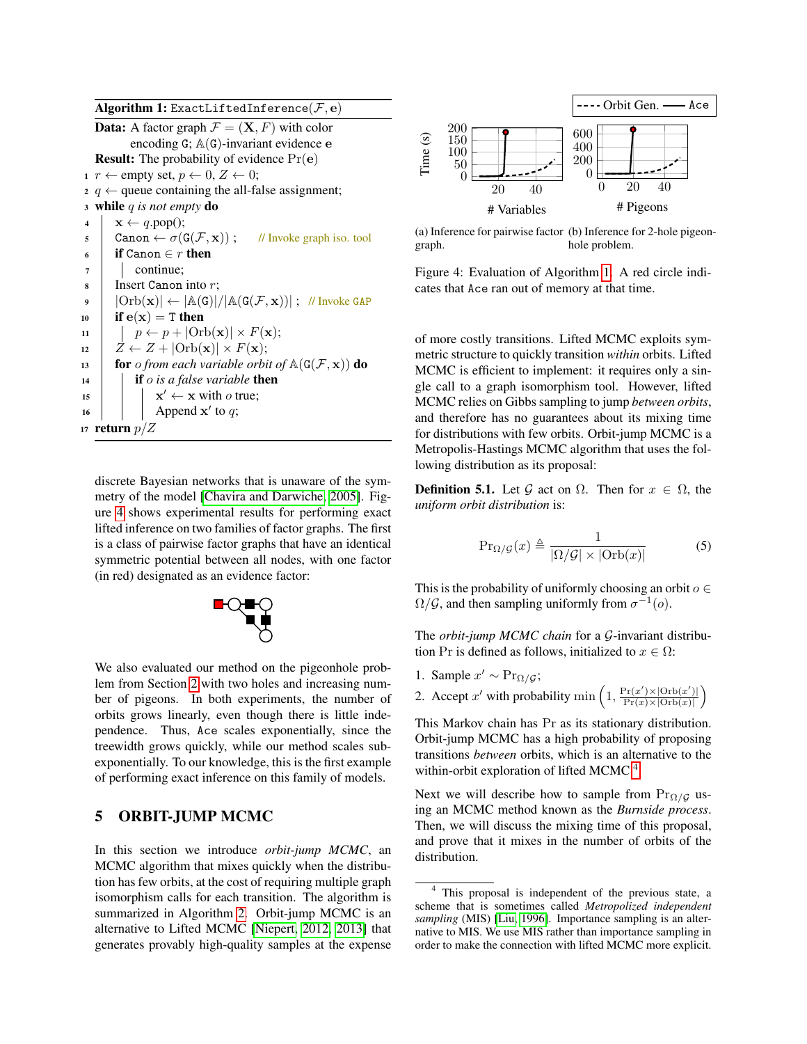**Algorithm 1:** `ExactLiftedInference`$(\mathcal{F}, \mathbf{e})$

**Data:** A factor graph $\mathcal{F} = (\mathbf{X}, F)$ with color encoding `G`; $\mathbb{A}(\texttt{G})$-invariant evidence $\mathbf{e}$

**Result:** The probability of evidence $\Pr(\mathbf{e})$

```
1  r ← empty set, p ← 0, Z ← 0;
2  q ← queue containing the all-false assignment;
3  while q is not empty do
4      x ← q.pop();
5      Canon ← σ(G(F, x)) ;            // Invoke graph iso. tool
6      if Canon ∈ r then
7          continue;
8      Insert Canon into r;
9      |Orb(x)| ← |A(G)|/|A(G(F, x))| ;   // Invoke GAP
10     if e(x) = T then
11         p ← p + |Orb(x)| × F(x);
12     Z ← Z + |Orb(x)| × F(x);
13     for o from each variable orbit of A(G(F, x)) do
14         if o is a false variable then
15             x' ← x with o true;
16             Append x' to q;
17 return p/Z
```

discrete Bayesian networks that is unaware of the symmetry of the model [Chavira and Darwiche, 2005]. Figure 4 shows experimental results for performing exact lifted inference on two families of factor graphs. The first is a class of pairwise factor graphs that have an identical symmetric potential between all nodes, with one factor (in red) designated as an evidence factor:

We also evaluated our method on the pigeonhole problem from Section 2 with two holes and increasing number of pigeons. In both experiments, the number of orbits grows linearly, even though there is little independence. Thus, `Ace` scales exponentially, since the treewidth grows quickly, while our method scales subexponentially. To our knowledge, this is the first example of performing exact inference on this family of models.

## 5 ORBIT-JUMP MCMC

In this section we introduce *orbit-jump MCMC*, an MCMC algorithm that mixes quickly when the distribution has few orbits, at the cost of requiring multiple graph isomorphism calls for each transition. The algorithm is summarized in Algorithm 2. Orbit-jump MCMC is an alternative to Lifted MCMC [Niepert, 2012, 2013] that generates provably high-quality samples at the expense

(a) Inference for pairwise factor graph.

(b) Inference for 2-hole pigeonhole problem.

Figure 4: Evaluation of Algorithm 1. A red circle indicates that `Ace` ran out of memory at that time.

of more costly transitions. Lifted MCMC exploits symmetric structure to quickly transition *within* orbits. Lifted MCMC is efficient to implement: it requires only a single call to a graph isomorphism tool. However, lifted MCMC relies on Gibbs sampling to jump *between orbits*, and therefore has no guarantees about its mixing time for distributions with few orbits. Orbit-jump MCMC is a Metropolis-Hastings MCMC algorithm that uses the following distribution as its proposal:

**Definition 5.1.** Let $\mathcal{G}$ act on $\Omega$. Then for $x \in \Omega$, the *uniform orbit distribution* is:

$$\Pr_{\Omega/\mathcal{G}}(x) \triangleq \frac{1}{|\Omega/\mathcal{G}| \times |\mathrm{Orb}(x)|} \tag{5}$$

This is the probability of uniformly choosing an orbit $o \in \Omega/\mathcal{G}$, and then sampling uniformly from $\sigma^{-1}(o)$.

The *orbit-jump MCMC chain* for a $\mathcal{G}$-invariant distribution Pr is defined as follows, initialized to $x \in \Omega$:

1. Sample $x' \sim \Pr_{\Omega/\mathcal{G}}$;
2. Accept $x'$ with probability $\min\left(1, \frac{\Pr(x') \times |\mathrm{Orb}(x')|}{\Pr(x) \times |\mathrm{Orb}(x)|}\right)$

This Markov chain has Pr as its stationary distribution. Orbit-jump MCMC has a high probability of proposing transitions *between* orbits, which is an alternative to the within-orbit exploration of lifted MCMC.[4]

Next we will describe how to sample from $\Pr_{\Omega/\mathcal{G}}$ using an MCMC method known as the *Burnside process*. Then, we will discuss the mixing time of this proposal, and prove that it mixes in the number of orbits of the distribution.

[4] This proposal is independent of the previous state, a scheme that is sometimes called *Metropolized independent sampling* (MIS) [Liu, 1996]. Importance sampling is an alternative to MIS. We use MIS rather than importance sampling in order to make the connection with lifted MCMC more explicit.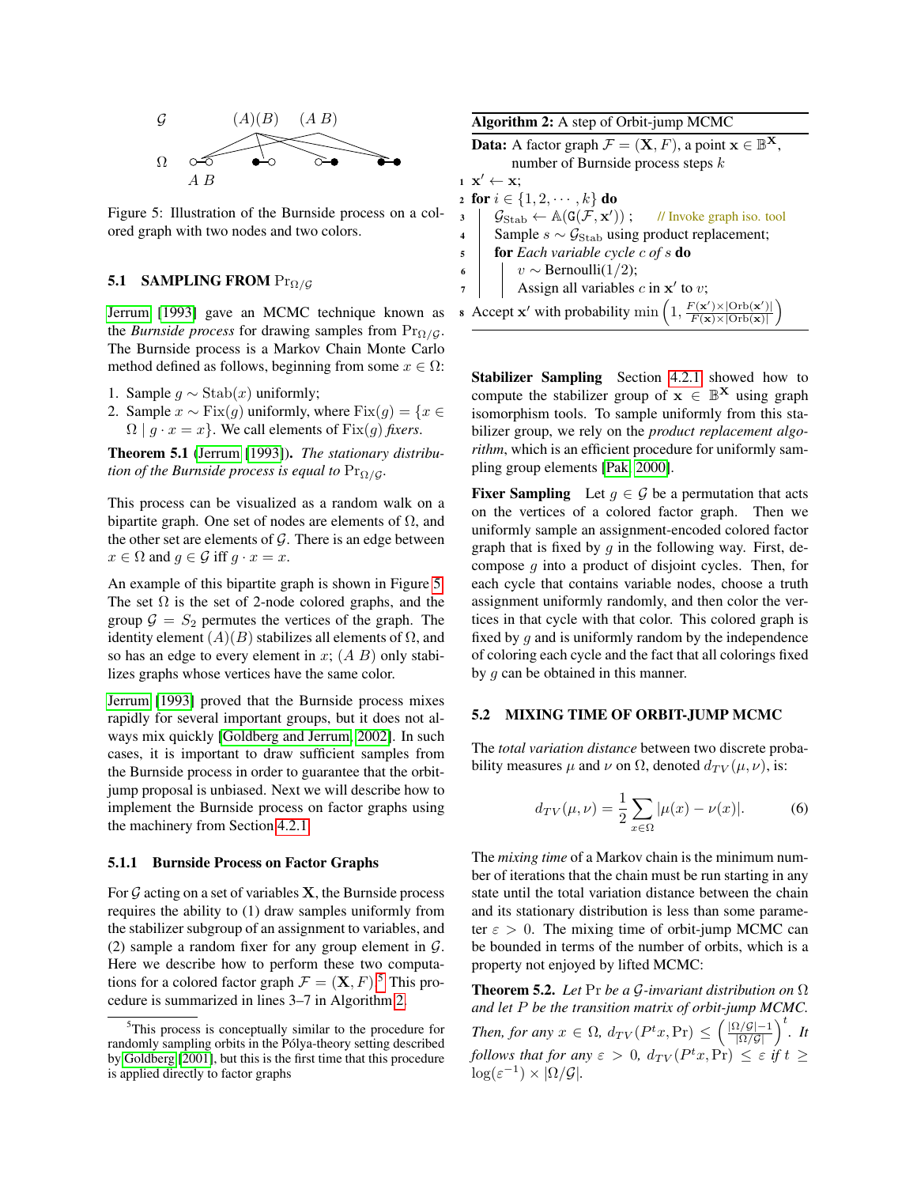Figure 5: Illustration of the Burnside process on a colored graph with two nodes and two colors.

### 5.1 SAMPLING FROM $\Pr_{\Omega/\mathcal{G}}$

Jerrum [1993] gave an MCMC technique known as the *Burnside process* for drawing samples from $\Pr_{\Omega/\mathcal{G}}$. The Burnside process is a Markov Chain Monte Carlo method defined as follows, beginning from some $x \in \Omega$:

1. Sample $g \sim \mathrm{Stab}(x)$ uniformly;
2. Sample $x \sim \mathrm{Fix}(g)$ uniformly, where $\mathrm{Fix}(g) = \{x \in \Omega \mid g \cdot x = x\}$. We call elements of $\mathrm{Fix}(g)$ *fixers*.

**Theorem 5.1** (Jerrum [1993])**.** *The stationary distribution of the Burnside process is equal to* $\Pr_{\Omega/\mathcal{G}}$.

This process can be visualized as a random walk on a bipartite graph. One set of nodes are elements of $\Omega$, and the other set are elements of $\mathcal{G}$. There is an edge between $x \in \Omega$ and $g \in \mathcal{G}$ iff $g \cdot x = x$.

An example of this bipartite graph is shown in Figure 5. The set $\Omega$ is the set of 2-node colored graphs, and the group $\mathcal{G} = S_2$ permutes the vertices of the graph. The identity element $(A)(B)$ stabilizes all elements of $\Omega$, and so has an edge to every element in $x$; $(A\ B)$ only stabilizes graphs whose vertices have the same color.

Jerrum [1993] proved that the Burnside process mixes rapidly for several important groups, but it does not always mix quickly [Goldberg and Jerrum, 2002]. In such cases, it is important to draw sufficient samples from the Burnside process in order to guarantee that the orbit-jump proposal is unbiased. Next we will describe how to implement the Burnside process on factor graphs using the machinery from Section 4.2.1.

#### 5.1.1 Burnside Process on Factor Graphs

For $\mathcal{G}$ acting on a set of variables $\mathbf{X}$, the Burnside process requires the ability to (1) draw samples uniformly from the stabilizer subgroup of an assignment to variables, and (2) sample a random fixer for any group element in $\mathcal{G}$. Here we describe how to perform these two computations for a colored factor graph $\mathcal{F} = (\mathbf{X}, F)$.[5] This procedure is summarized in lines 3–7 in Algorithm 2.

[5] This process is conceptually similar to the procedure for randomly sampling orbits in the Pólya-theory setting described by Goldberg [2001], but this is the first time that this procedure is applied directly to factor graphs

**Algorithm 2:** A step of Orbit-jump MCMC

**Data:** A factor graph $\mathcal{F} = (\mathbf{X}, F)$, a point $\mathbf{x} \in \mathbb{B}^{\mathbf{X}}$, number of Burnside process steps $k$

```
1  x' ← x;
2  for i ∈ {1, 2, ···, k} do
3      G_Stab ← A(G(F, x'));      // Invoke graph iso. tool
4      Sample s ~ G_Stab using product replacement;
5      for Each variable cycle c of s do
6          v ~ Bernoulli(1/2);
7          Assign all variables c in x' to v;
8  Accept x' with probability min(1, F(x')×|Orb(x')| / F(x)×|Orb(x)|)
```

**Stabilizer Sampling** Section 4.2.1 showed how to compute the stabilizer group of $\mathbf{x} \in \mathbb{B}^{\mathbf{X}}$ using graph isomorphism tools. To sample uniformly from this stabilizer group, we rely on the *product replacement algorithm*, which is an efficient procedure for uniformly sampling group elements [Pak, 2000].

**Fixer Sampling** Let $g \in \mathcal{G}$ be a permutation that acts on the vertices of a colored factor graph. Then we uniformly sample an assignment-encoded colored factor graph that is fixed by $g$ in the following way. First, decompose $g$ into a product of disjoint cycles. Then, for each cycle that contains variable nodes, choose a truth assignment uniformly randomly, and then color the vertices in that cycle with that color. This colored graph is fixed by $g$ and is uniformly random by the independence of coloring each cycle and the fact that all colorings fixed by $g$ can be obtained in this manner.

### 5.2 MIXING TIME OF ORBIT-JUMP MCMC

The *total variation distance* between two discrete probability measures $\mu$ and $\nu$ on $\Omega$, denoted $d_{TV}(\mu, \nu)$, is:

$$d_{TV}(\mu, \nu) = \frac{1}{2} \sum_{x \in \Omega} |\mu(x) - \nu(x)|. \tag{6}$$

The *mixing time* of a Markov chain is the minimum number of iterations that the chain must be run starting in any state until the total variation distance between the chain and its stationary distribution is less than some parameter $\varepsilon > 0$. The mixing time of orbit-jump MCMC can be bounded in terms of the number of orbits, which is a property not enjoyed by lifted MCMC:

**Theorem 5.2.** *Let* $\Pr$ *be a* $\mathcal{G}$*-invariant distribution on* $\Omega$ *and let* $P$ *be the transition matrix of orbit-jump MCMC. Then, for any* $x \in \Omega$, $d_{TV}(P^t x, \Pr) \leq \left(\frac{|\Omega/\mathcal{G}|-1}{|\Omega/\mathcal{G}|}\right)^t$. *It follows that for any* $\varepsilon > 0$, $d_{TV}(P^t x, \Pr) \leq \varepsilon$ *if* $t \geq \log(\varepsilon^{-1}) \times |\Omega/\mathcal{G}|$.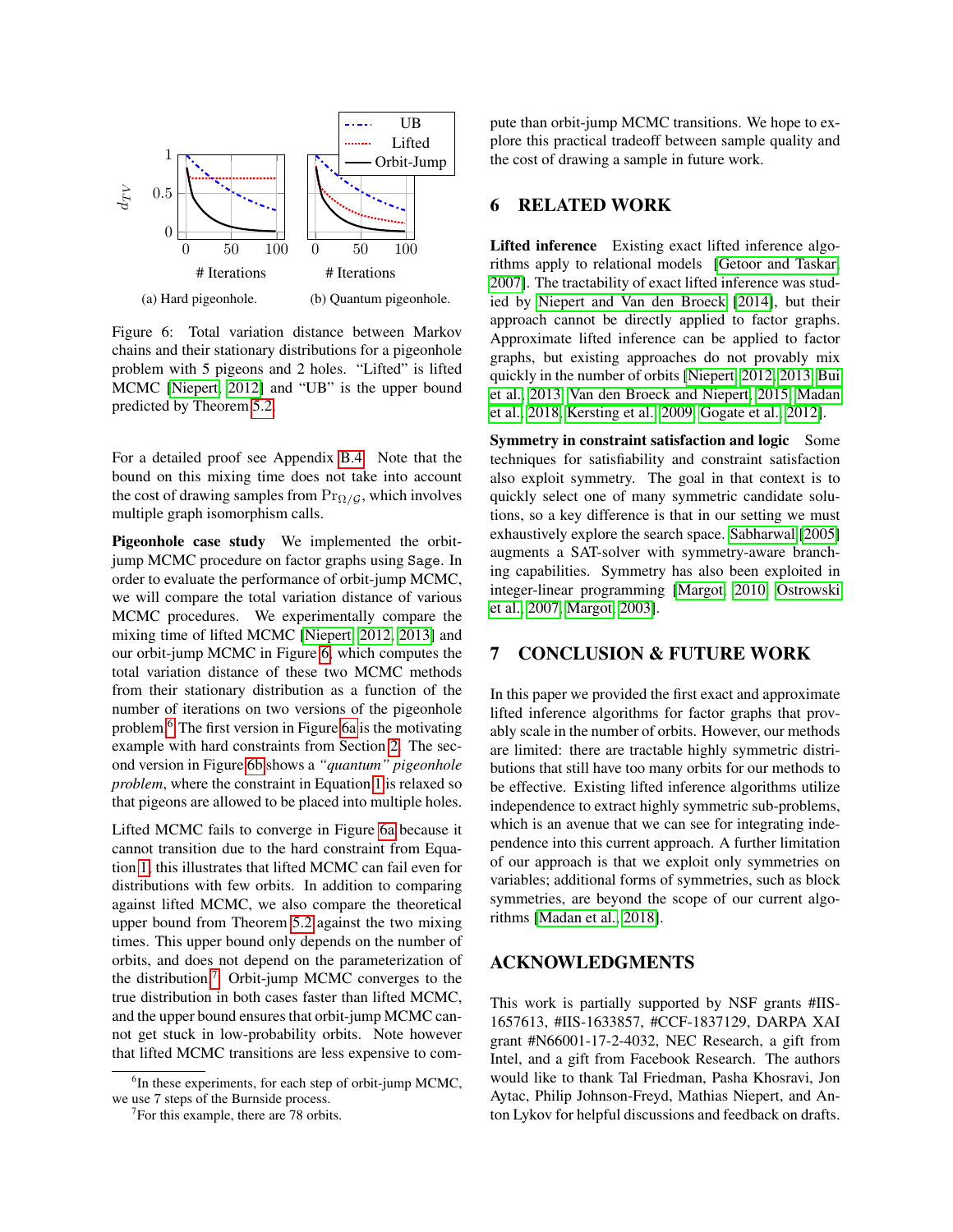(a) Hard pigeonhole. (b) Quantum pigeonhole.

Figure 6: Total variation distance between Markov chains and their stationary distributions for a pigeonhole problem with 5 pigeons and 2 holes. "Lifted" is lifted MCMC [Niepert, 2012] and "UB" is the upper bound predicted by Theorem 5.2.

For a detailed proof see Appendix B.4. Note that the bound on this mixing time does not take into account the cost of drawing samples from $\Pr_{\Omega/\mathcal{G}}$, which involves multiple graph isomorphism calls.

**Pigeonhole case study** We implemented the orbit-jump MCMC procedure on factor graphs using Sage. In order to evaluate the performance of orbit-jump MCMC, we will compare the total variation distance of various MCMC procedures. We experimentally compare the mixing time of lifted MCMC [Niepert, 2012, 2013] and our orbit-jump MCMC in Figure 6, which computes the total variation distance of these two MCMC methods from their stationary distribution as a function of the number of iterations on two versions of the pigeonhole problem.[6] The first version in Figure 6a is the motivating example with hard constraints from Section 2. The second version in Figure 6b shows a *"quantum" pigeonhole problem*, where the constraint in Equation 1 is relaxed so that pigeons are allowed to be placed into multiple holes.

Lifted MCMC fails to converge in Figure 6a because it cannot transition due to the hard constraint from Equation 1; this illustrates that lifted MCMC can fail even for distributions with few orbits. In addition to comparing against lifted MCMC, we also compare the theoretical upper bound from Theorem 5.2 against the two mixing times. This upper bound only depends on the number of orbits, and does not depend on the parameterization of the distribution.[7] Orbit-jump MCMC converges to the true distribution in both cases faster than lifted MCMC, and the upper bound ensures that orbit-jump MCMC cannot get stuck in low-probability orbits. Note however that lifted MCMC transitions are less expensive to compute than orbit-jump MCMC transitions. We hope to explore this practical tradeoff between sample quality and the cost of drawing a sample in future work.

[6] In these experiments, for each step of orbit-jump MCMC, we use 7 steps of the Burnside process.

[7] For this example, there are 78 orbits.

## 6 RELATED WORK

**Lifted inference** Existing exact lifted inference algorithms apply to relational models [Getoor and Taskar, 2007]. The tractability of exact lifted inference was studied by Niepert and Van den Broeck [2014], but their approach cannot be directly applied to factor graphs. Approximate lifted inference can be applied to factor graphs, but existing approaches do not provably mix quickly in the number of orbits [Niepert, 2012, 2013, Bui et al., 2013, Van den Broeck and Niepert, 2015, Madan et al., 2018, Kersting et al., 2009, Gogate et al., 2012].

**Symmetry in constraint satisfaction and logic** Some techniques for satisfiability and constraint satisfaction also exploit symmetry. The goal in that context is to quickly select one of many symmetric candidate solutions, so a key difference is that in our setting we must exhaustively explore the search space. Sabharwal [2005] augments a SAT-solver with symmetry-aware branching capabilities. Symmetry has also been exploited in integer-linear programming [Margot, 2010, Ostrowski et al., 2007, Margot, 2003].

## 7 CONCLUSION & FUTURE WORK

In this paper we provided the first exact and approximate lifted inference algorithms for factor graphs that provably scale in the number of orbits. However, our methods are limited: there are tractable highly symmetric distributions that still have too many orbits for our methods to be effective. Existing lifted inference algorithms utilize independence to extract highly symmetric sub-problems, which is an avenue that we can see for integrating independence into this current approach. A further limitation of our approach is that we exploit only symmetries on variables; additional forms of symmetries, such as block symmetries, are beyond the scope of our current algorithms [Madan et al., 2018].

## ACKNOWLEDGMENTS

This work is partially supported by NSF grants #IIS-1657613, #IIS-1633857, #CCF-1837129, DARPA XAI grant #N66001-17-2-4032, NEC Research, a gift from Intel, and a gift from Facebook Research. The authors would like to thank Tal Friedman, Pasha Khosravi, Jon Aytac, Philip Johnson-Freyd, Mathias Niepert, and Anton Lykov for helpful discussions and feedback on drafts.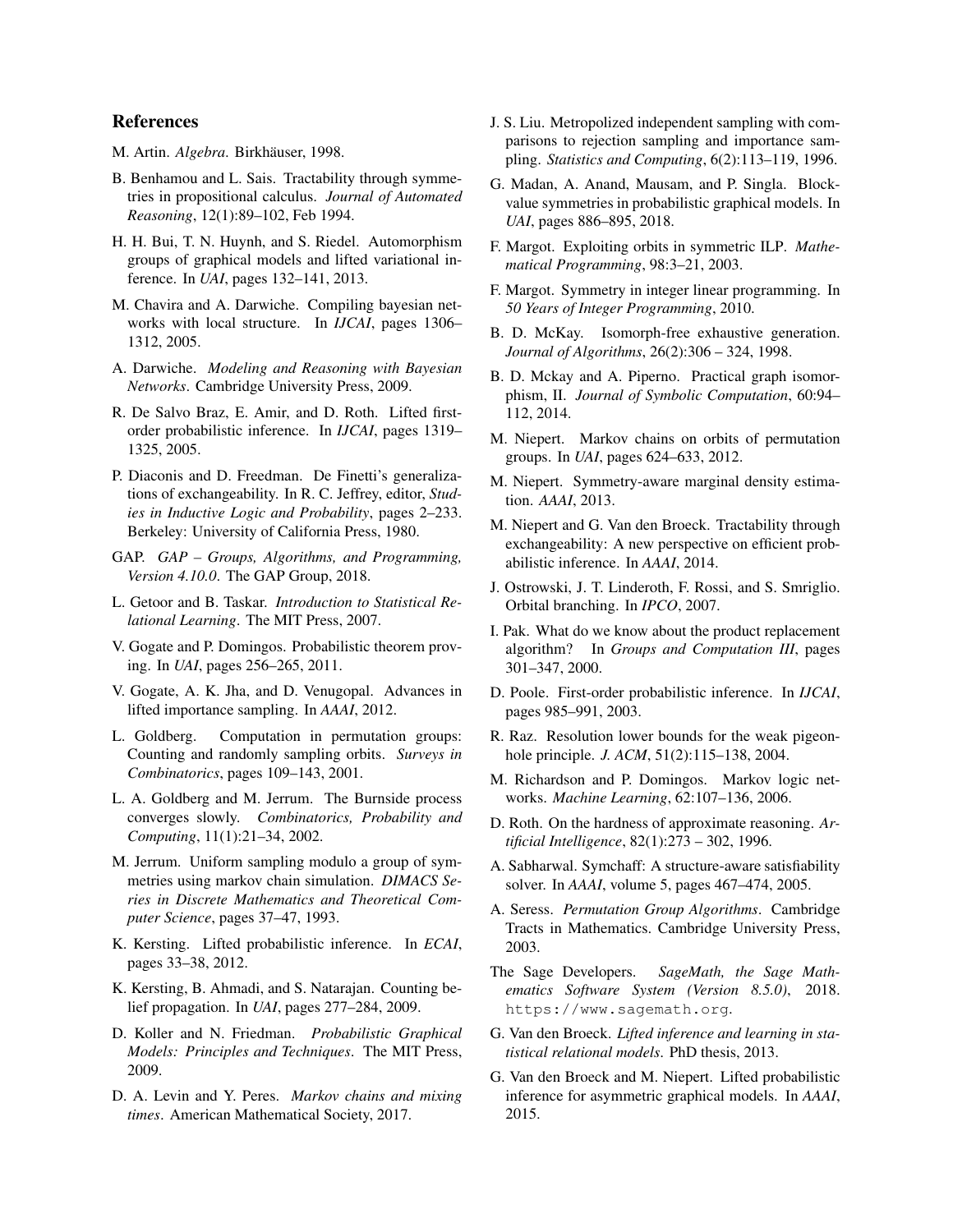## References

M. Artin. *Algebra*. Birkhäuser, 1998.

B. Benhamou and L. Sais. Tractability through symmetries in propositional calculus. *Journal of Automated Reasoning*, 12(1):89–102, Feb 1994.

H. H. Bui, T. N. Huynh, and S. Riedel. Automorphism groups of graphical models and lifted variational inference. In *UAI*, pages 132–141, 2013.

M. Chavira and A. Darwiche. Compiling bayesian networks with local structure. In *IJCAI*, pages 1306–1312, 2005.

A. Darwiche. *Modeling and Reasoning with Bayesian Networks*. Cambridge University Press, 2009.

R. De Salvo Braz, E. Amir, and D. Roth. Lifted first-order probabilistic inference. In *IJCAI*, pages 1319–1325, 2005.

P. Diaconis and D. Freedman. De Finetti's generalizations of exchangeability. In R. C. Jeffrey, editor, *Studies in Inductive Logic and Probability*, pages 2–233. Berkeley: University of California Press, 1980.

GAP. *GAP – Groups, Algorithms, and Programming, Version 4.10.0*. The GAP Group, 2018.

L. Getoor and B. Taskar. *Introduction to Statistical Relational Learning*. The MIT Press, 2007.

V. Gogate and P. Domingos. Probabilistic theorem proving. In *UAI*, pages 256–265, 2011.

V. Gogate, A. K. Jha, and D. Venugopal. Advances in lifted importance sampling. In *AAAI*, 2012.

L. Goldberg. Computation in permutation groups: Counting and randomly sampling orbits. *Surveys in Combinatorics*, pages 109–143, 2001.

L. A. Goldberg and M. Jerrum. The Burnside process converges slowly. *Combinatorics, Probability and Computing*, 11(1):21–34, 2002.

M. Jerrum. Uniform sampling modulo a group of symmetries using markov chain simulation. *DIMACS Series in Discrete Mathematics and Theoretical Computer Science*, pages 37–47, 1993.

K. Kersting. Lifted probabilistic inference. In *ECAI*, pages 33–38, 2012.

K. Kersting, B. Ahmadi, and S. Natarajan. Counting belief propagation. In *UAI*, pages 277–284, 2009.

D. Koller and N. Friedman. *Probabilistic Graphical Models: Principles and Techniques*. The MIT Press, 2009.

D. A. Levin and Y. Peres. *Markov chains and mixing times*. American Mathematical Society, 2017.

J. S. Liu. Metropolized independent sampling with comparisons to rejection sampling and importance sampling. *Statistics and Computing*, 6(2):113–119, 1996.

G. Madan, A. Anand, Mausam, and P. Singla. Block-value symmetries in probabilistic graphical models. In *UAI*, pages 886–895, 2018.

F. Margot. Exploiting orbits in symmetric ILP. *Mathematical Programming*, 98:3–21, 2003.

F. Margot. Symmetry in integer linear programming. In *50 Years of Integer Programming*, 2010.

B. D. McKay. Isomorph-free exhaustive generation. *Journal of Algorithms*, 26(2):306 – 324, 1998.

B. D. Mckay and A. Piperno. Practical graph isomorphism, II. *Journal of Symbolic Computation*, 60:94–112, 2014.

M. Niepert. Markov chains on orbits of permutation groups. In *UAI*, pages 624–633, 2012.

M. Niepert. Symmetry-aware marginal density estimation. *AAAI*, 2013.

M. Niepert and G. Van den Broeck. Tractability through exchangeability: A new perspective on efficient probabilistic inference. In *AAAI*, 2014.

J. Ostrowski, J. T. Linderoth, F. Rossi, and S. Smriglio. Orbital branching. In *IPCO*, 2007.

I. Pak. What do we know about the product replacement algorithm? In *Groups and Computation III*, pages 301–347, 2000.

D. Poole. First-order probabilistic inference. In *IJCAI*, pages 985–991, 2003.

R. Raz. Resolution lower bounds for the weak pigeonhole principle. *J. ACM*, 51(2):115–138, 2004.

M. Richardson and P. Domingos. Markov logic networks. *Machine Learning*, 62:107–136, 2006.

D. Roth. On the hardness of approximate reasoning. *Artificial Intelligence*, 82(1):273 – 302, 1996.

A. Sabharwal. Symchaff: A structure-aware satisfiability solver. In *AAAI*, volume 5, pages 467–474, 2005.

A. Seress. *Permutation Group Algorithms*. Cambridge Tracts in Mathematics. Cambridge University Press, 2003.

The Sage Developers. *SageMath, the Sage Mathematics Software System (Version 8.5.0)*, 2018. https://www.sagemath.org.

G. Van den Broeck. *Lifted inference and learning in statistical relational models*. PhD thesis, 2013.

G. Van den Broeck and M. Niepert. Lifted probabilistic inference for asymmetric graphical models. In *AAAI*, 2015.